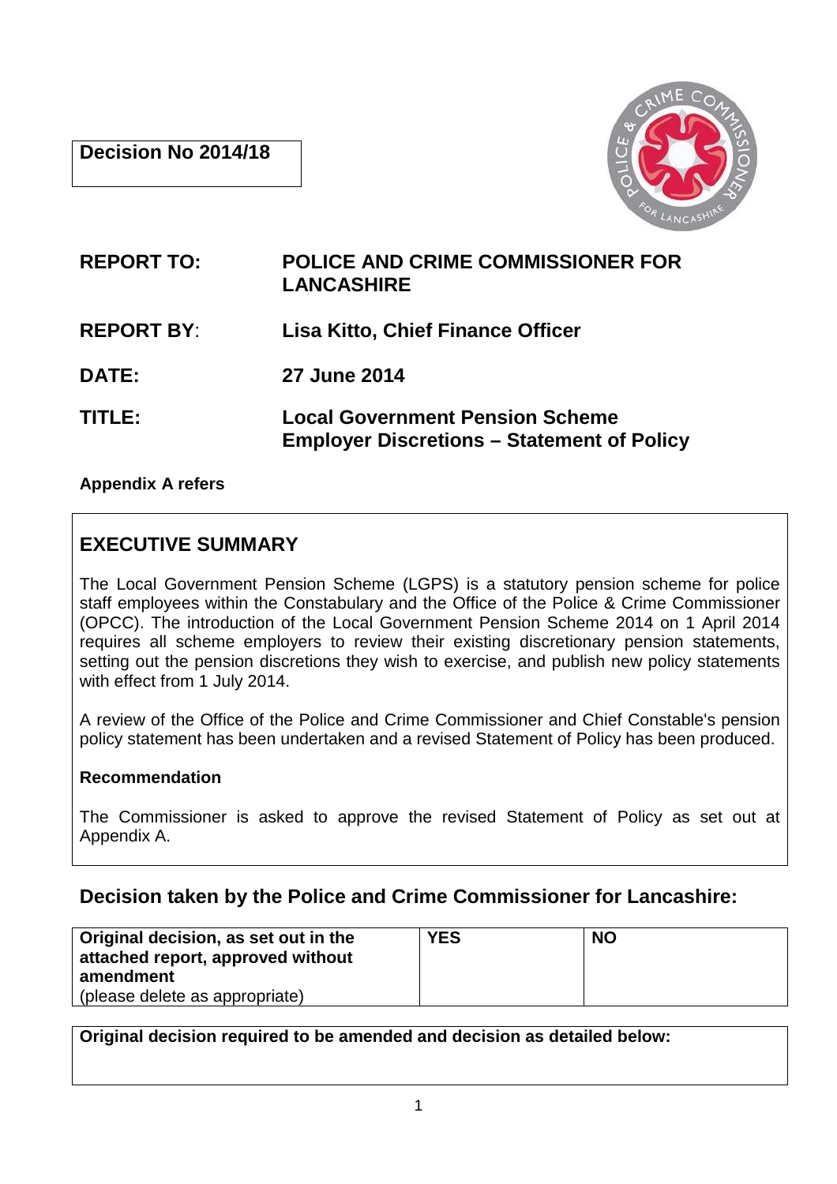**Decision No 2014/18**

| | |
|---|---|
| **REPORT TO:** | **POLICE AND CRIME COMMISSIONER FOR LANCASHIRE** |
| **REPORT BY:** | **Lisa Kitto, Chief Finance Officer** |
| **DATE:** | **27 June 2014** |
| **TITLE:** | **Local Government Pension Scheme Employer Discretions – Statement of Policy** |

**Appendix A refers**

## EXECUTIVE SUMMARY

The Local Government Pension Scheme (LGPS) is a statutory pension scheme for police staff employees within the Constabulary and the Office of the Police & Crime Commissioner (OPCC). The introduction of the Local Government Pension Scheme 2014 on 1 April 2014 requires all scheme employers to review their existing discretionary pension statements, setting out the pension discretions they wish to exercise, and publish new policy statements with effect from 1 July 2014.

A review of the Office of the Police and Crime Commissioner and Chief Constable's pension policy statement has been undertaken and a revised Statement of Policy has been produced.

**Recommendation**

The Commissioner is asked to approve the revised Statement of Policy as set out at Appendix A.

## Decision taken by the Police and Crime Commissioner for Lancashire:

| **Original decision, as set out in the attached report, approved without amendment** (please delete as appropriate) | **YES** | **NO** |
|---|---|---|

| **Original decision required to be amended and decision as detailed below:** |
|---|
| |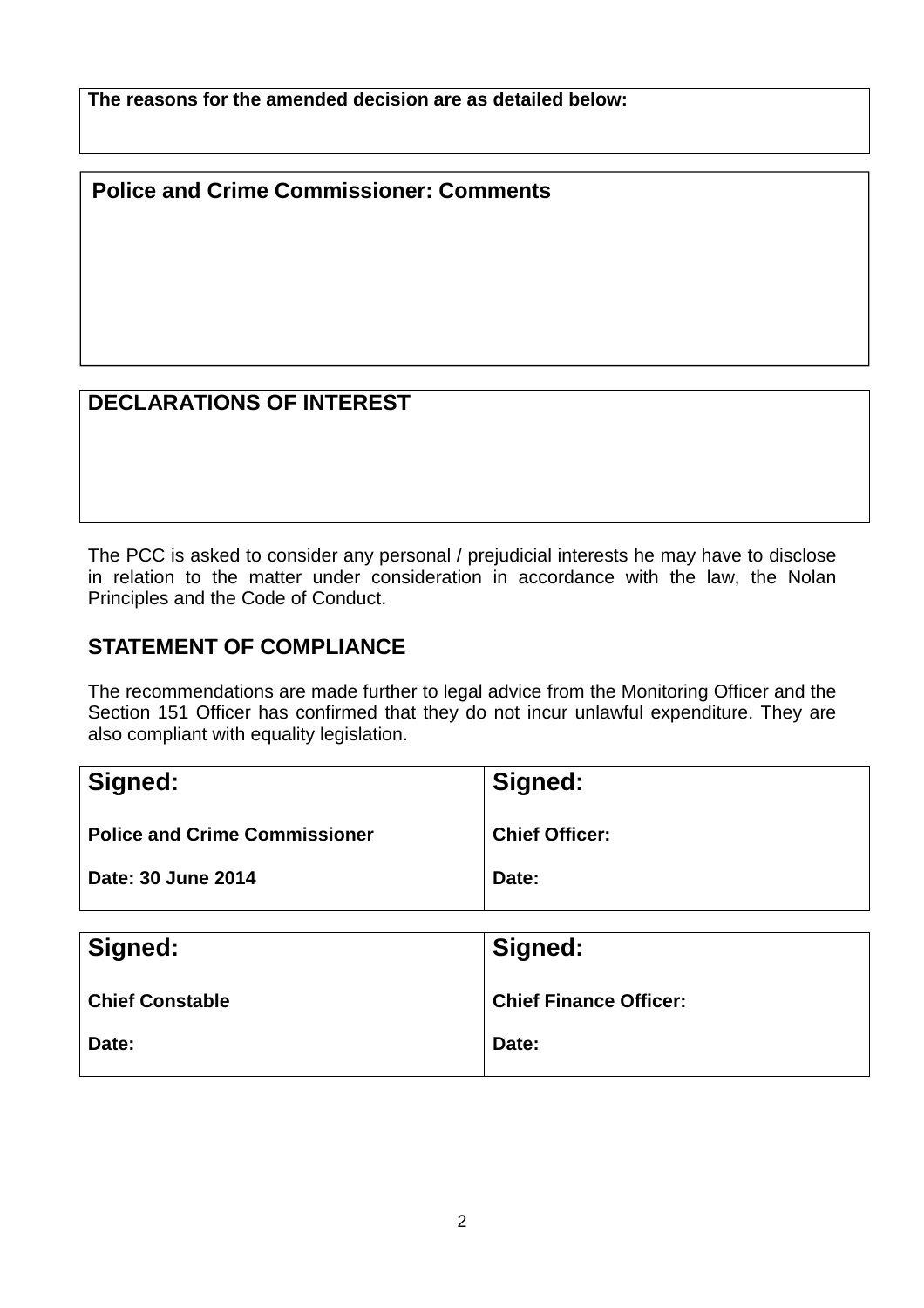**The reasons for the amended decision are as detailed below:**

## Police and Crime Commissioner: Comments

## DECLARATIONS OF INTEREST

The PCC is asked to consider any personal / prejudicial interests he may have to disclose in relation to the matter under consideration in accordance with the law, the Nolan Principles and the Code of Conduct.

## STATEMENT OF COMPLIANCE

The recommendations are made further to legal advice from the Monitoring Officer and the Section 151 Officer has confirmed that they do not incur unlawful expenditure. They are also compliant with equality legislation.

| **Signed:** | **Signed:** |
|---|---|
| **Police and Crime Commissioner** | **Chief Officer:** |
| **Date: 30 June 2014** | **Date:** |

| **Signed:** | **Signed:** |
|---|---|
| **Chief Constable** | **Chief Finance Officer:** |
| **Date:** | **Date:** |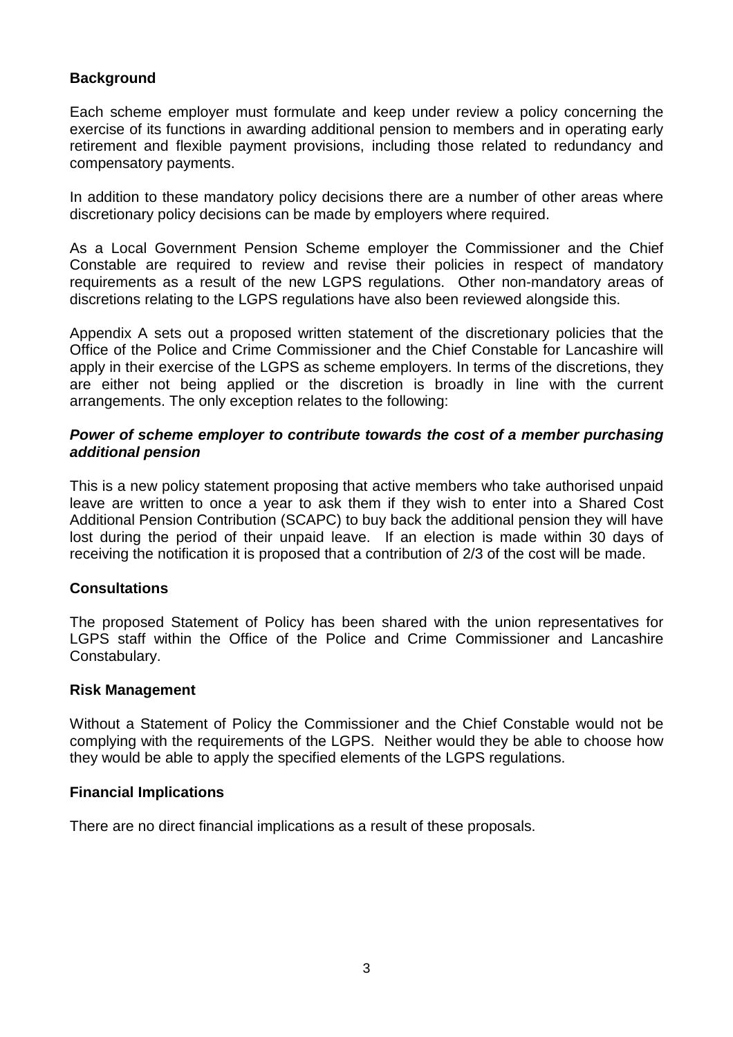**Background**

Each scheme employer must formulate and keep under review a policy concerning the exercise of its functions in awarding additional pension to members and in operating early retirement and flexible payment provisions, including those related to redundancy and compensatory payments.

In addition to these mandatory policy decisions there are a number of other areas where discretionary policy decisions can be made by employers where required.

As a Local Government Pension Scheme employer the Commissioner and the Chief Constable are required to review and revise their policies in respect of mandatory requirements as a result of the new LGPS regulations. Other non-mandatory areas of discretions relating to the LGPS regulations have also been reviewed alongside this.

Appendix A sets out a proposed written statement of the discretionary policies that the Office of the Police and Crime Commissioner and the Chief Constable for Lancashire will apply in their exercise of the LGPS as scheme employers. In terms of the discretions, they are either not being applied or the discretion is broadly in line with the current arrangements. The only exception relates to the following:

***Power of scheme employer to contribute towards the cost of a member purchasing additional pension***

This is a new policy statement proposing that active members who take authorised unpaid leave are written to once a year to ask them if they wish to enter into a Shared Cost Additional Pension Contribution (SCAPC) to buy back the additional pension they will have lost during the period of their unpaid leave. If an election is made within 30 days of receiving the notification it is proposed that a contribution of 2/3 of the cost will be made.

**Consultations**

The proposed Statement of Policy has been shared with the union representatives for LGPS staff within the Office of the Police and Crime Commissioner and Lancashire Constabulary.

**Risk Management**

Without a Statement of Policy the Commissioner and the Chief Constable would not be complying with the requirements of the LGPS. Neither would they be able to choose how they would be able to apply the specified elements of the LGPS regulations.

**Financial Implications**

There are no direct financial implications as a result of these proposals.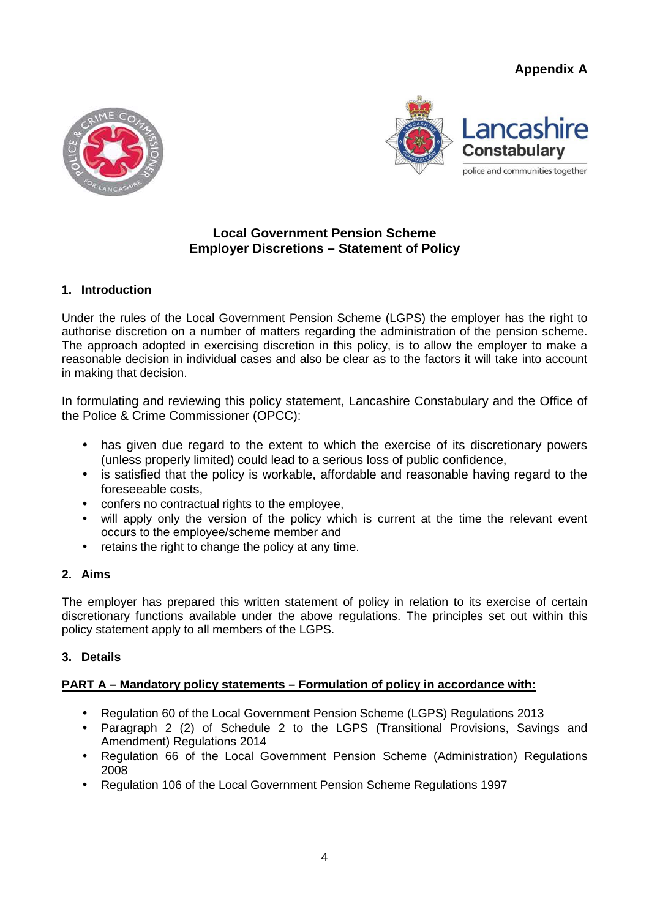**Appendix A**

## Local Government Pension Scheme
## Employer Discretions – Statement of Policy

### 1. Introduction

Under the rules of the Local Government Pension Scheme (LGPS) the employer has the right to authorise discretion on a number of matters regarding the administration of the pension scheme. The approach adopted in exercising discretion in this policy, is to allow the employer to make a reasonable decision in individual cases and also be clear as to the factors it will take into account in making that decision.

In formulating and reviewing this policy statement, Lancashire Constabulary and the Office of the Police & Crime Commissioner (OPCC):

- has given due regard to the extent to which the exercise of its discretionary powers (unless properly limited) could lead to a serious loss of public confidence,
- is satisfied that the policy is workable, affordable and reasonable having regard to the foreseeable costs,
- confers no contractual rights to the employee,
- will apply only the version of the policy which is current at the time the relevant event occurs to the employee/scheme member and
- retains the right to change the policy at any time.

### 2. Aims

The employer has prepared this written statement of policy in relation to its exercise of certain discretionary functions available under the above regulations. The principles set out within this policy statement apply to all members of the LGPS.

### 3. Details

**PART A – Mandatory policy statements – Formulation of policy in accordance with:**

- Regulation 60 of the Local Government Pension Scheme (LGPS) Regulations 2013
- Paragraph 2 (2) of Schedule 2 to the LGPS (Transitional Provisions, Savings and Amendment) Regulations 2014
- Regulation 66 of the Local Government Pension Scheme (Administration) Regulations 2008
- Regulation 106 of the Local Government Pension Scheme Regulations 1997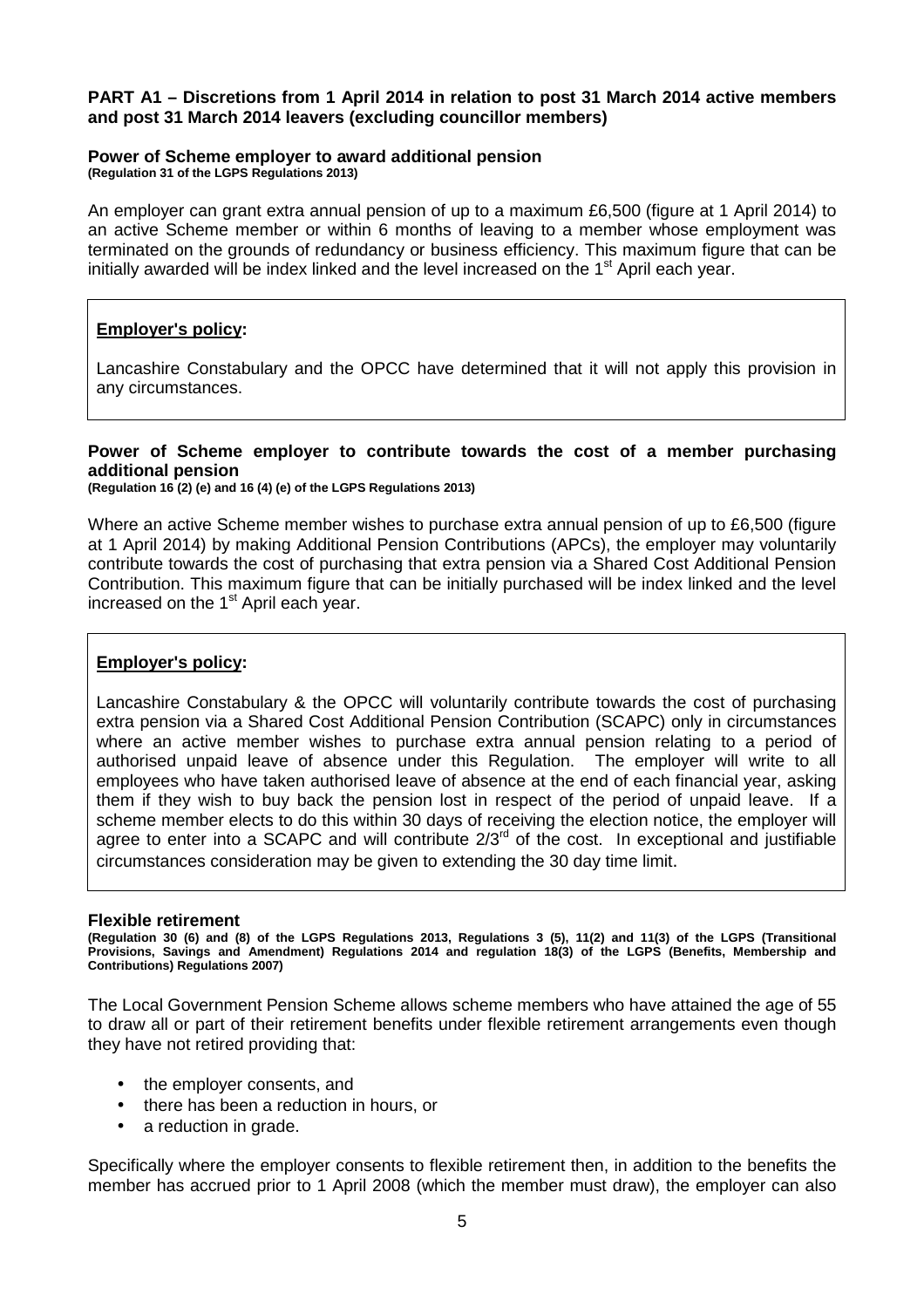**PART A1 – Discretions from 1 April 2014 in relation to post 31 March 2014 active members and post 31 March 2014 leavers (excluding councillor members)**

**Power of Scheme employer to award additional pension**
**(Regulation 31 of the LGPS Regulations 2013)**

An employer can grant extra annual pension of up to a maximum £6,500 (figure at 1 April 2014) to an active Scheme member or within 6 months of leaving to a member whose employment was terminated on the grounds of redundancy or business efficiency. This maximum figure that can be initially awarded will be index linked and the level increased on the 1st April each year.

> **Employer's policy:**
>
> Lancashire Constabulary and the OPCC have determined that it will not apply this provision in any circumstances.

**Power of Scheme employer to contribute towards the cost of a member purchasing additional pension**
**(Regulation 16 (2) (e) and 16 (4) (e) of the LGPS Regulations 2013)**

Where an active Scheme member wishes to purchase extra annual pension of up to £6,500 (figure at 1 April 2014) by making Additional Pension Contributions (APCs), the employer may voluntarily contribute towards the cost of purchasing that extra pension via a Shared Cost Additional Pension Contribution. This maximum figure that can be initially purchased will be index linked and the level increased on the 1st April each year.

> **Employer's policy:**
>
> Lancashire Constabulary & the OPCC will voluntarily contribute towards the cost of purchasing extra pension via a Shared Cost Additional Pension Contribution (SCAPC) only in circumstances where an active member wishes to purchase extra annual pension relating to a period of authorised unpaid leave of absence under this Regulation. The employer will write to all employees who have taken authorised leave of absence at the end of each financial year, asking them if they wish to buy back the pension lost in respect of the period of unpaid leave. If a scheme member elects to do this within 30 days of receiving the election notice, the employer will agree to enter into a SCAPC and will contribute 2/3rd of the cost. In exceptional and justifiable circumstances consideration may be given to extending the 30 day time limit.

**Flexible retirement**
**(Regulation 30 (6) and (8) of the LGPS Regulations 2013, Regulations 3 (5), 11(2) and 11(3) of the LGPS (Transitional Provisions, Savings and Amendment) Regulations 2014 and regulation 18(3) of the LGPS (Benefits, Membership and Contributions) Regulations 2007)**

The Local Government Pension Scheme allows scheme members who have attained the age of 55 to draw all or part of their retirement benefits under flexible retirement arrangements even though they have not retired providing that:

- the employer consents, and
- there has been a reduction in hours, or
- a reduction in grade.

Specifically where the employer consents to flexible retirement then, in addition to the benefits the member has accrued prior to 1 April 2008 (which the member must draw), the employer can also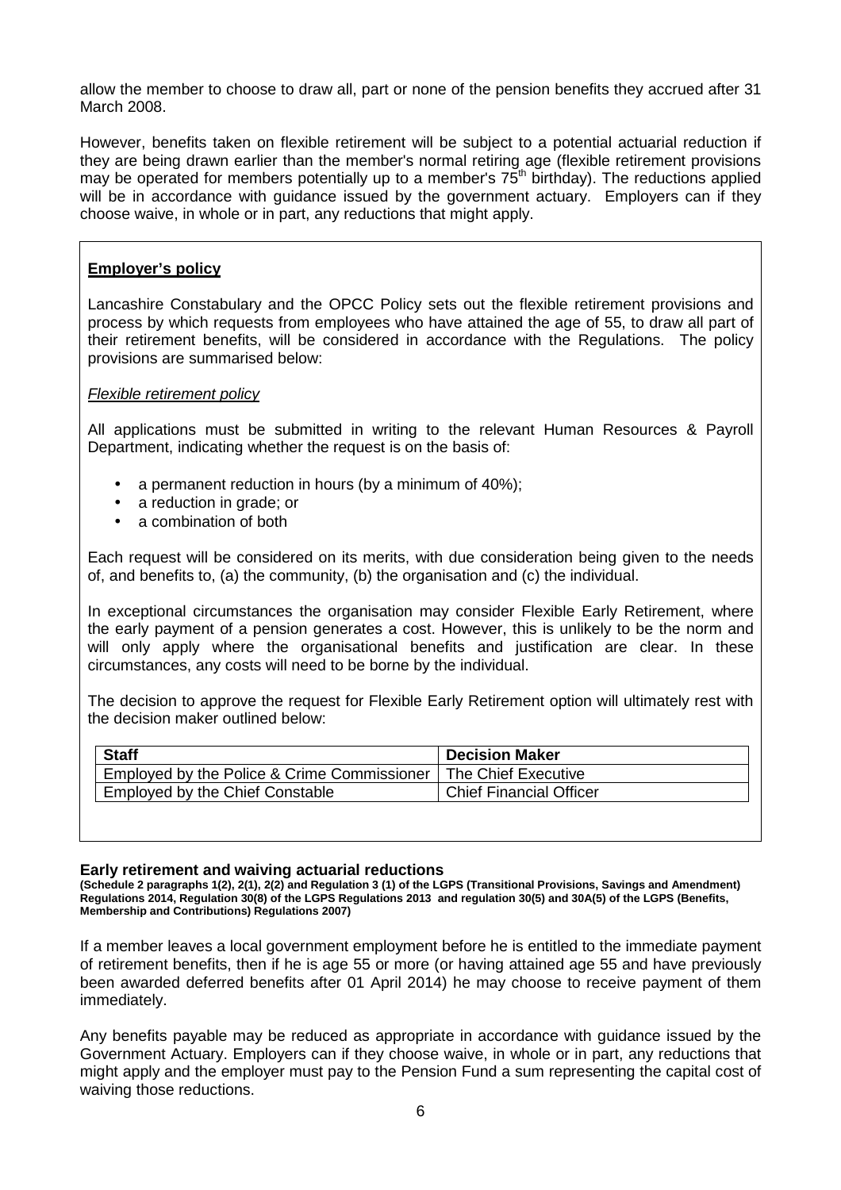allow the member to choose to draw all, part or none of the pension benefits they accrued after 31 March 2008.

However, benefits taken on flexible retirement will be subject to a potential actuarial reduction if they are being drawn earlier than the member's normal retiring age (flexible retirement provisions may be operated for members potentially up to a member's 75th birthday). The reductions applied will be in accordance with guidance issued by the government actuary. Employers can if they choose waive, in whole or in part, any reductions that might apply.

**Employer's policy**

Lancashire Constabulary and the OPCC Policy sets out the flexible retirement provisions and process by which requests from employees who have attained the age of 55, to draw all part of their retirement benefits, will be considered in accordance with the Regulations. The policy provisions are summarised below:

*Flexible retirement policy*

All applications must be submitted in writing to the relevant Human Resources & Payroll Department, indicating whether the request is on the basis of:

- a permanent reduction in hours (by a minimum of 40%);
- a reduction in grade; or
- a combination of both

Each request will be considered on its merits, with due consideration being given to the needs of, and benefits to, (a) the community, (b) the organisation and (c) the individual.

In exceptional circumstances the organisation may consider Flexible Early Retirement, where the early payment of a pension generates a cost. However, this is unlikely to be the norm and will only apply where the organisational benefits and justification are clear. In these circumstances, any costs will need to be borne by the individual.

The decision to approve the request for Flexible Early Retirement option will ultimately rest with the decision maker outlined below:

| Staff | Decision Maker |
|---|---|
| Employed by the Police & Crime Commissioner | The Chief Executive |
| Employed by the Chief Constable | Chief Financial Officer |

**Early retirement and waiving actuarial reductions**

**(Schedule 2 paragraphs 1(2), 2(1), 2(2) and Regulation 3 (1) of the LGPS (Transitional Provisions, Savings and Amendment) Regulations 2014, Regulation 30(8) of the LGPS Regulations 2013 and regulation 30(5) and 30A(5) of the LGPS (Benefits, Membership and Contributions) Regulations 2007)**

If a member leaves a local government employment before he is entitled to the immediate payment of retirement benefits, then if he is age 55 or more (or having attained age 55 and have previously been awarded deferred benefits after 01 April 2014) he may choose to receive payment of them immediately.

Any benefits payable may be reduced as appropriate in accordance with guidance issued by the Government Actuary. Employers can if they choose waive, in whole or in part, any reductions that might apply and the employer must pay to the Pension Fund a sum representing the capital cost of waiving those reductions.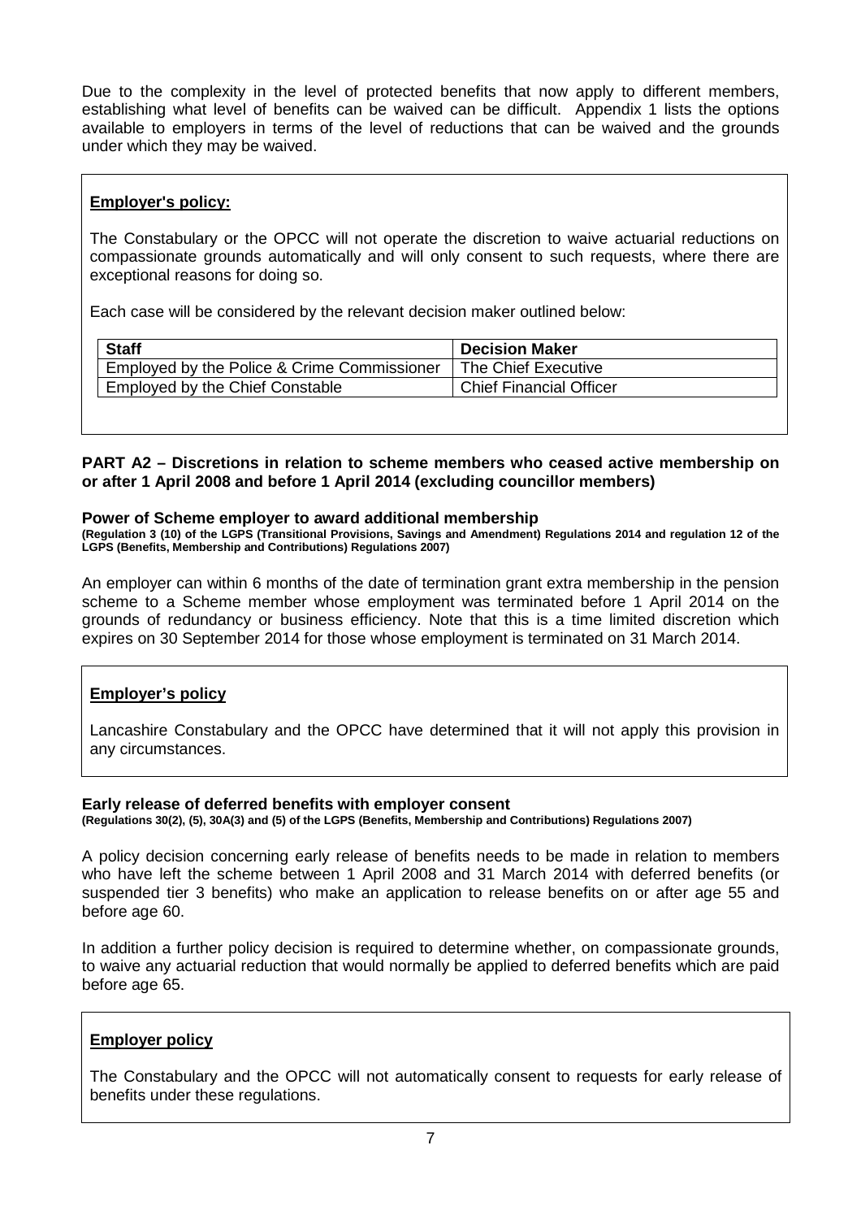Due to the complexity in the level of protected benefits that now apply to different members, establishing what level of benefits can be waived can be difficult. Appendix 1 lists the options available to employers in terms of the level of reductions that can be waived and the grounds under which they may be waived.

**Employer's policy:**

The Constabulary or the OPCC will not operate the discretion to waive actuarial reductions on compassionate grounds automatically and will only consent to such requests, where there are exceptional reasons for doing so.

Each case will be considered by the relevant decision maker outlined below:

| Staff | Decision Maker |
|---|---|
| Employed by the Police & Crime Commissioner | The Chief Executive |
| Employed by the Chief Constable | Chief Financial Officer |

**PART A2 – Discretions in relation to scheme members who ceased active membership on or after 1 April 2008 and before 1 April 2014 (excluding councillor members)**

**Power of Scheme employer to award additional membership**

**(Regulation 3 (10) of the LGPS (Transitional Provisions, Savings and Amendment) Regulations 2014 and regulation 12 of the LGPS (Benefits, Membership and Contributions) Regulations 2007)**

An employer can within 6 months of the date of termination grant extra membership in the pension scheme to a Scheme member whose employment was terminated before 1 April 2014 on the grounds of redundancy or business efficiency. Note that this is a time limited discretion which expires on 30 September 2014 for those whose employment is terminated on 31 March 2014.

**Employer's policy**

Lancashire Constabulary and the OPCC have determined that it will not apply this provision in any circumstances.

**Early release of deferred benefits with employer consent**

**(Regulations 30(2), (5), 30A(3) and (5) of the LGPS (Benefits, Membership and Contributions) Regulations 2007)**

A policy decision concerning early release of benefits needs to be made in relation to members who have left the scheme between 1 April 2008 and 31 March 2014 with deferred benefits (or suspended tier 3 benefits) who make an application to release benefits on or after age 55 and before age 60.

In addition a further policy decision is required to determine whether, on compassionate grounds, to waive any actuarial reduction that would normally be applied to deferred benefits which are paid before age 65.

**Employer policy**

The Constabulary and the OPCC will not automatically consent to requests for early release of benefits under these regulations.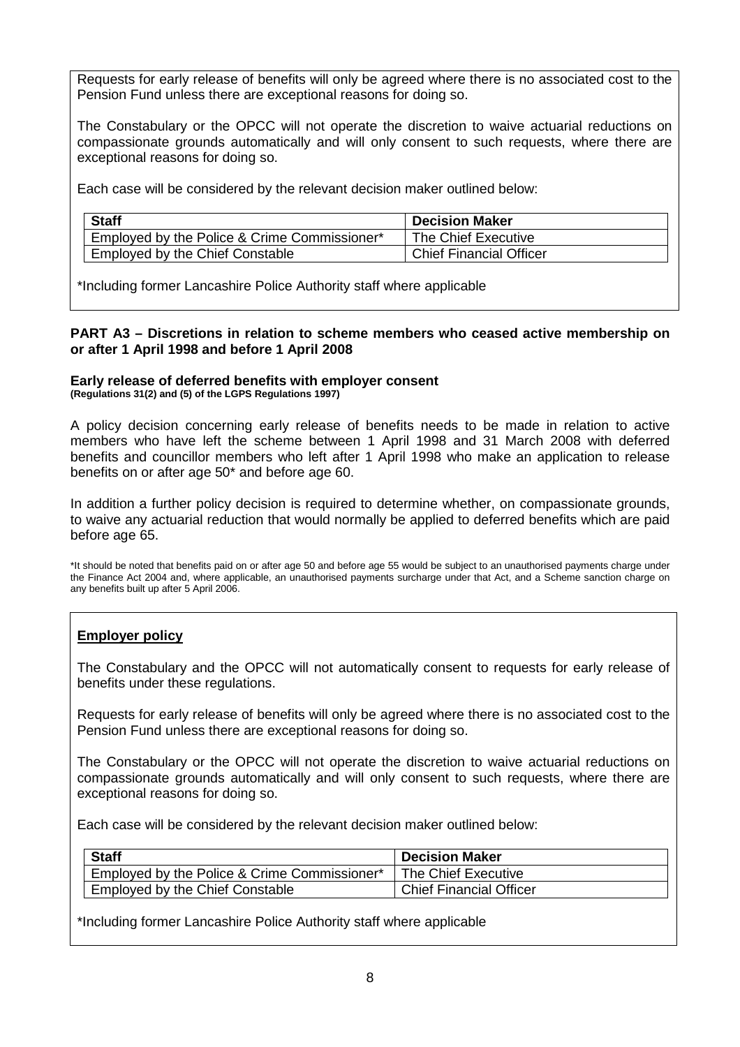Requests for early release of benefits will only be agreed where there is no associated cost to the Pension Fund unless there are exceptional reasons for doing so.

The Constabulary or the OPCC will not operate the discretion to waive actuarial reductions on compassionate grounds automatically and will only consent to such requests, where there are exceptional reasons for doing so.

Each case will be considered by the relevant decision maker outlined below:

| Staff | Decision Maker |
|---|---|
| Employed by the Police & Crime Commissioner* | The Chief Executive |
| Employed by the Chief Constable | Chief Financial Officer |

*Including former Lancashire Police Authority staff where applicable

**PART A3 – Discretions in relation to scheme members who ceased active membership on or after 1 April 1998 and before 1 April 2008**

**Early release of deferred benefits with employer consent**
**(Regulations 31(2) and (5) of the LGPS Regulations 1997)**

A policy decision concerning early release of benefits needs to be made in relation to active members who have left the scheme between 1 April 1998 and 31 March 2008 with deferred benefits and councillor members who left after 1 April 1998 who make an application to release benefits on or after age 50* and before age 60.

In addition a further policy decision is required to determine whether, on compassionate grounds, to waive any actuarial reduction that would normally be applied to deferred benefits which are paid before age 65.

*It should be noted that benefits paid on or after age 50 and before age 55 would be subject to an unauthorised payments charge under the Finance Act 2004 and, where applicable, an unauthorised payments surcharge under that Act, and a Scheme sanction charge on any benefits built up after 5 April 2006.

**Employer policy**

The Constabulary and the OPCC will not automatically consent to requests for early release of benefits under these regulations.

Requests for early release of benefits will only be agreed where there is no associated cost to the Pension Fund unless there are exceptional reasons for doing so.

The Constabulary or the OPCC will not operate the discretion to waive actuarial reductions on compassionate grounds automatically and will only consent to such requests, where there are exceptional reasons for doing so.

Each case will be considered by the relevant decision maker outlined below:

| Staff | Decision Maker |
|---|---|
| Employed by the Police & Crime Commissioner* | The Chief Executive |
| Employed by the Chief Constable | Chief Financial Officer |

*Including former Lancashire Police Authority staff where applicable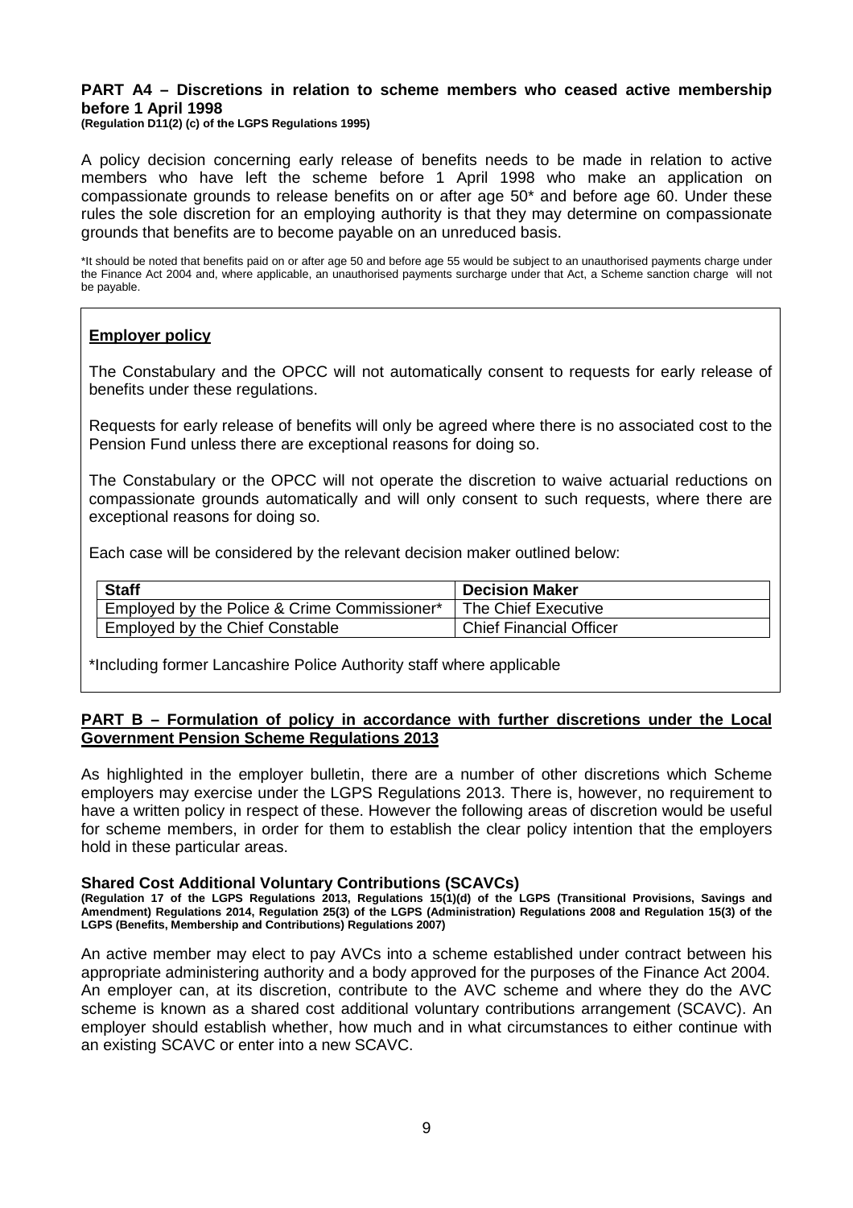## PART A4 – Discretions in relation to scheme members who ceased active membership before 1 April 1998

**(Regulation D11(2) (c) of the LGPS Regulations 1995)**

A policy decision concerning early release of benefits needs to be made in relation to active members who have left the scheme before 1 April 1998 who make an application on compassionate grounds to release benefits on or after age 50* and before age 60. Under these rules the sole discretion for an employing authority is that they may determine on compassionate grounds that benefits are to become payable on an unreduced basis.

*It should be noted that benefits paid on or after age 50 and before age 55 would be subject to an unauthorised payments charge under the Finance Act 2004 and, where applicable, an unauthorised payments surcharge under that Act, a Scheme sanction charge will not be payable.

**Employer policy**

The Constabulary and the OPCC will not automatically consent to requests for early release of benefits under these regulations.

Requests for early release of benefits will only be agreed where there is no associated cost to the Pension Fund unless there are exceptional reasons for doing so.

The Constabulary or the OPCC will not operate the discretion to waive actuarial reductions on compassionate grounds automatically and will only consent to such requests, where there are exceptional reasons for doing so.

Each case will be considered by the relevant decision maker outlined below:

| Staff | Decision Maker |
|---|---|
| Employed by the Police & Crime Commissioner* | The Chief Executive |
| Employed by the Chief Constable | Chief Financial Officer |

*Including former Lancashire Police Authority staff where applicable

## PART B – Formulation of policy in accordance with further discretions under the Local Government Pension Scheme Regulations 2013

As highlighted in the employer bulletin, there are a number of other discretions which Scheme employers may exercise under the LGPS Regulations 2013. There is, however, no requirement to have a written policy in respect of these. However the following areas of discretion would be useful for scheme members, in order for them to establish the clear policy intention that the employers hold in these particular areas.

### Shared Cost Additional Voluntary Contributions (SCAVCs)

**(Regulation 17 of the LGPS Regulations 2013, Regulations 15(1)(d) of the LGPS (Transitional Provisions, Savings and Amendment) Regulations 2014, Regulation 25(3) of the LGPS (Administration) Regulations 2008 and Regulation 15(3) of the LGPS (Benefits, Membership and Contributions) Regulations 2007)**

An active member may elect to pay AVCs into a scheme established under contract between his appropriate administering authority and a body approved for the purposes of the Finance Act 2004. An employer can, at its discretion, contribute to the AVC scheme and where they do the AVC scheme is known as a shared cost additional voluntary contributions arrangement (SCAVC). An employer should establish whether, how much and in what circumstances to either continue with an existing SCAVC or enter into a new SCAVC.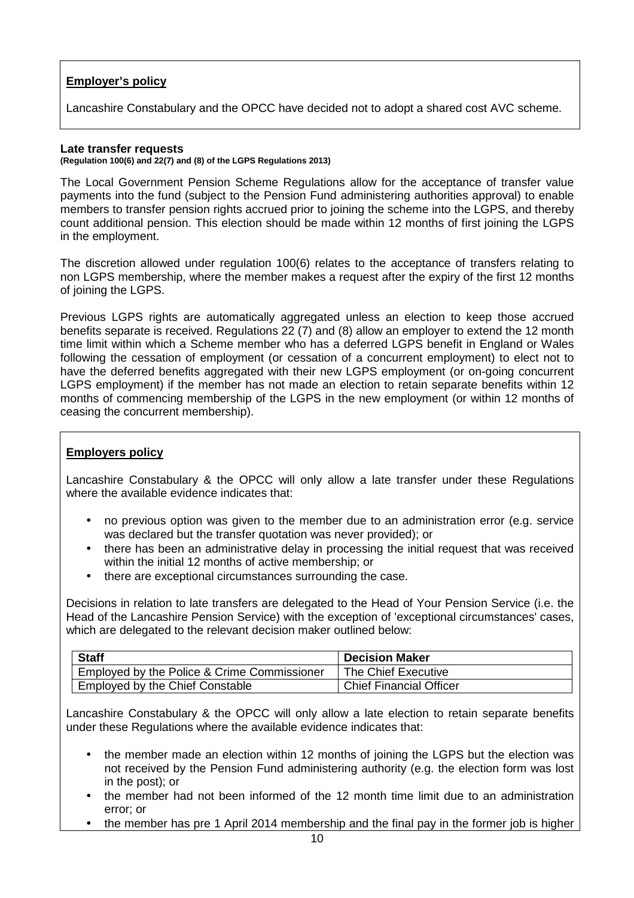**Employer's policy**

Lancashire Constabulary and the OPCC have decided not to adopt a shared cost AVC scheme.

**Late transfer requests**
**(Regulation 100(6) and 22(7) and (8) of the LGPS Regulations 2013)**

The Local Government Pension Scheme Regulations allow for the acceptance of transfer value payments into the fund (subject to the Pension Fund administering authorities approval) to enable members to transfer pension rights accrued prior to joining the scheme into the LGPS, and thereby count additional pension. This election should be made within 12 months of first joining the LGPS in the employment.

The discretion allowed under regulation 100(6) relates to the acceptance of transfers relating to non LGPS membership, where the member makes a request after the expiry of the first 12 months of joining the LGPS.

Previous LGPS rights are automatically aggregated unless an election to keep those accrued benefits separate is received. Regulations 22 (7) and (8) allow an employer to extend the 12 month time limit within which a Scheme member who has a deferred LGPS benefit in England or Wales following the cessation of employment (or cessation of a concurrent employment) to elect not to have the deferred benefits aggregated with their new LGPS employment (or on-going concurrent LGPS employment) if the member has not made an election to retain separate benefits within 12 months of commencing membership of the LGPS in the new employment (or within 12 months of ceasing the concurrent membership).

**Employers policy**

Lancashire Constabulary & the OPCC will only allow a late transfer under these Regulations where the available evidence indicates that:

- no previous option was given to the member due to an administration error (e.g. service was declared but the transfer quotation was never provided); or
- there has been an administrative delay in processing the initial request that was received within the initial 12 months of active membership; or
- there are exceptional circumstances surrounding the case.

Decisions in relation to late transfers are delegated to the Head of Your Pension Service (i.e. the Head of the Lancashire Pension Service) with the exception of 'exceptional circumstances' cases, which are delegated to the relevant decision maker outlined below:

| Staff | Decision Maker |
|---|---|
| Employed by the Police & Crime Commissioner | The Chief Executive |
| Employed by the Chief Constable | Chief Financial Officer |

Lancashire Constabulary & the OPCC will only allow a late election to retain separate benefits under these Regulations where the available evidence indicates that:

- the member made an election within 12 months of joining the LGPS but the election was not received by the Pension Fund administering authority (e.g. the election form was lost in the post); or
- the member had not been informed of the 12 month time limit due to an administration error; or
- the member has pre 1 April 2014 membership and the final pay in the former job is higher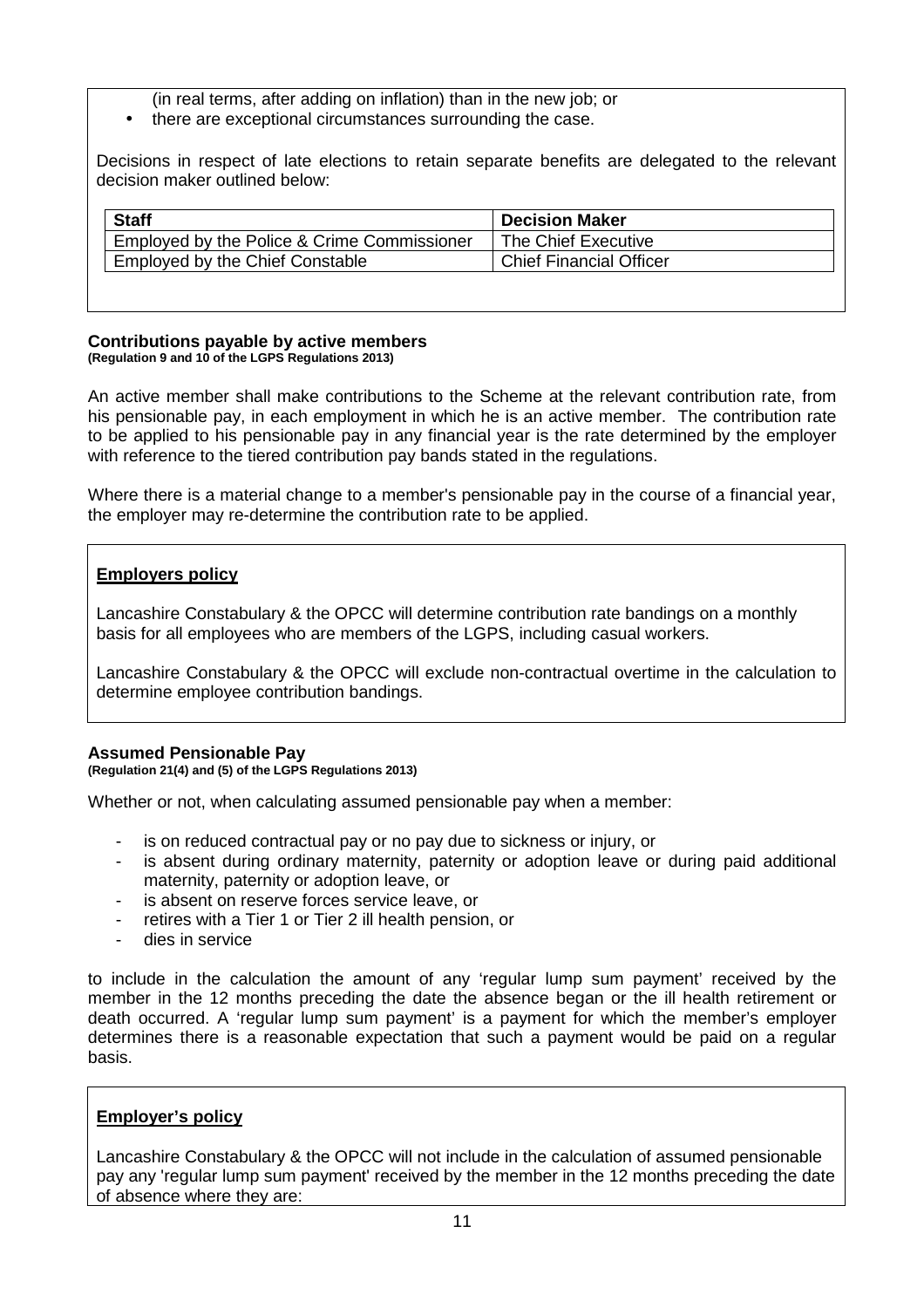(in real terms, after adding on inflation) than in the new job; or

- there are exceptional circumstances surrounding the case.

Decisions in respect of late elections to retain separate benefits are delegated to the relevant decision maker outlined below:

| Staff | Decision Maker |
|---|---|
| Employed by the Police & Crime Commissioner | The Chief Executive |
| Employed by the Chief Constable | Chief Financial Officer |

**Contributions payable by active members**
**(Regulation 9 and 10 of the LGPS Regulations 2013)**

An active member shall make contributions to the Scheme at the relevant contribution rate, from his pensionable pay, in each employment in which he is an active member. The contribution rate to be applied to his pensionable pay in any financial year is the rate determined by the employer with reference to the tiered contribution pay bands stated in the regulations.

Where there is a material change to a member's pensionable pay in the course of a financial year, the employer may re-determine the contribution rate to be applied.

**Employers policy**

Lancashire Constabulary & the OPCC will determine contribution rate bandings on a monthly basis for all employees who are members of the LGPS, including casual workers.

Lancashire Constabulary & the OPCC will exclude non-contractual overtime in the calculation to determine employee contribution bandings.

**Assumed Pensionable Pay**
**(Regulation 21(4) and (5) of the LGPS Regulations 2013)**

Whether or not, when calculating assumed pensionable pay when a member:

- is on reduced contractual pay or no pay due to sickness or injury, or
- is absent during ordinary maternity, paternity or adoption leave or during paid additional maternity, paternity or adoption leave, or
- is absent on reserve forces service leave, or
- retires with a Tier 1 or Tier 2 ill health pension, or
- dies in service

to include in the calculation the amount of any 'regular lump sum payment' received by the member in the 12 months preceding the date the absence began or the ill health retirement or death occurred. A 'regular lump sum payment' is a payment for which the member's employer determines there is a reasonable expectation that such a payment would be paid on a regular basis.

**Employer's policy**

Lancashire Constabulary & the OPCC will not include in the calculation of assumed pensionable pay any 'regular lump sum payment' received by the member in the 12 months preceding the date of absence where they are: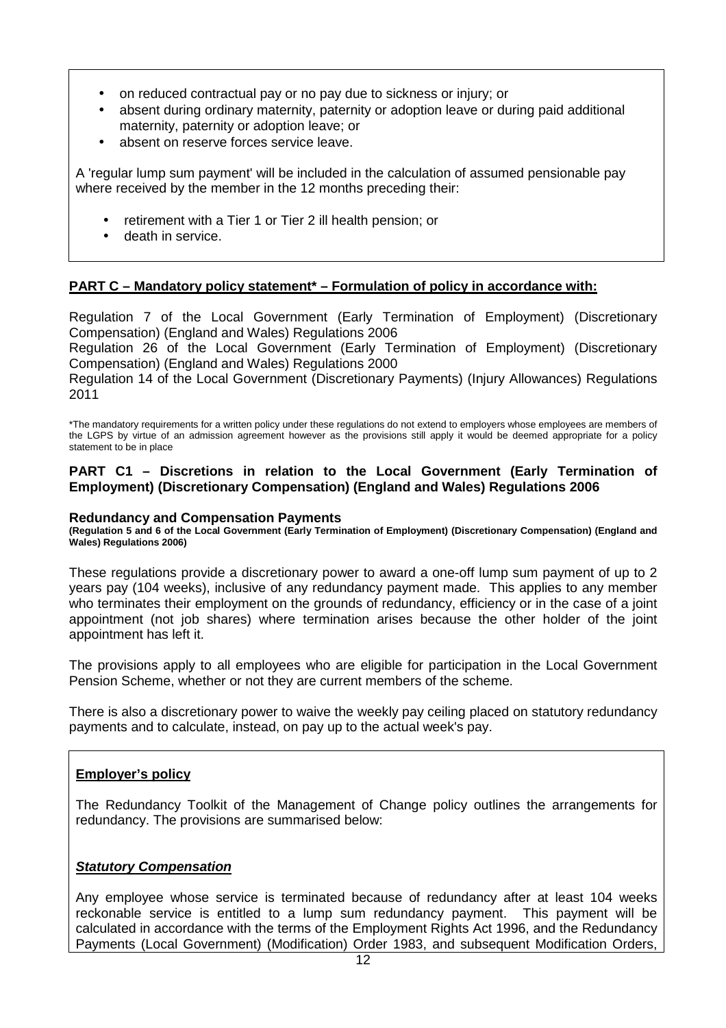- on reduced contractual pay or no pay due to sickness or injury; or
- absent during ordinary maternity, paternity or adoption leave or during paid additional maternity, paternity or adoption leave; or
- absent on reserve forces service leave.

A 'regular lump sum payment' will be included in the calculation of assumed pensionable pay where received by the member in the 12 months preceding their:

- retirement with a Tier 1 or Tier 2 ill health pension; or
- death in service.

## PART C – Mandatory policy statement* – Formulation of policy in accordance with:

Regulation 7 of the Local Government (Early Termination of Employment) (Discretionary Compensation) (England and Wales) Regulations 2006

Regulation 26 of the Local Government (Early Termination of Employment) (Discretionary Compensation) (England and Wales) Regulations 2000

Regulation 14 of the Local Government (Discretionary Payments) (Injury Allowances) Regulations 2011

*The mandatory requirements for a written policy under these regulations do not extend to employers whose employees are members of the LGPS by virtue of an admission agreement however as the provisions still apply it would be deemed appropriate for a policy statement to be in place

## PART C1 – Discretions in relation to the Local Government (Early Termination of Employment) (Discretionary Compensation) (England and Wales) Regulations 2006

### Redundancy and Compensation Payments

**(Regulation 5 and 6 of the Local Government (Early Termination of Employment) (Discretionary Compensation) (England and Wales) Regulations 2006)**

These regulations provide a discretionary power to award a one-off lump sum payment of up to 2 years pay (104 weeks), inclusive of any redundancy payment made. This applies to any member who terminates their employment on the grounds of redundancy, efficiency or in the case of a joint appointment (not job shares) where termination arises because the other holder of the joint appointment has left it.

The provisions apply to all employees who are eligible for participation in the Local Government Pension Scheme, whether or not they are current members of the scheme.

There is also a discretionary power to waive the weekly pay ceiling placed on statutory redundancy payments and to calculate, instead, on pay up to the actual week's pay.

**Employer's policy**

The Redundancy Toolkit of the Management of Change policy outlines the arrangements for redundancy. The provisions are summarised below:

***Statutory Compensation***

Any employee whose service is terminated because of redundancy after at least 104 weeks reckonable service is entitled to a lump sum redundancy payment. This payment will be calculated in accordance with the terms of the Employment Rights Act 1996, and the Redundancy Payments (Local Government) (Modification) Order 1983, and subsequent Modification Orders,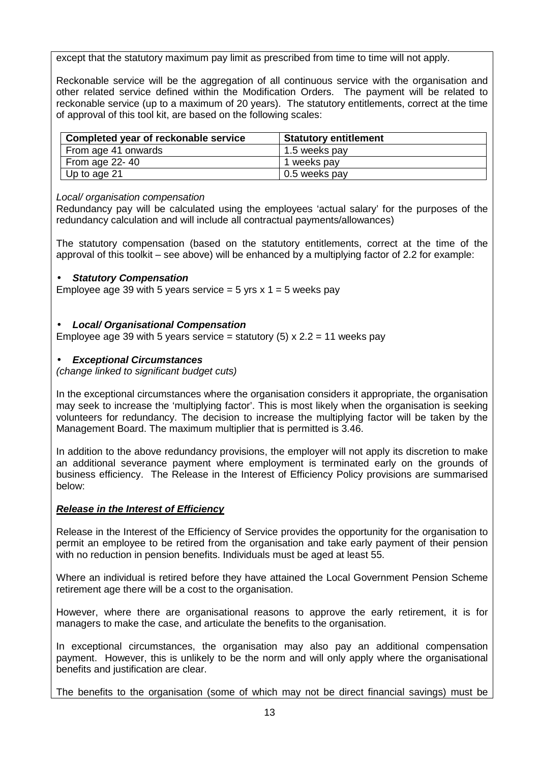except that the statutory maximum pay limit as prescribed from time to time will not apply.

Reckonable service will be the aggregation of all continuous service with the organisation and other related service defined within the Modification Orders. The payment will be related to reckonable service (up to a maximum of 20 years). The statutory entitlements, correct at the time of approval of this tool kit, are based on the following scales:

| Completed year of reckonable service | Statutory entitlement |
| --- | --- |
| From age 41 onwards | 1.5 weeks pay |
| From age 22- 40 | 1 weeks pay |
| Up to age 21 | 0.5 weeks pay |

*Local/ organisation compensation*

Redundancy pay will be calculated using the employees 'actual salary' for the purposes of the redundancy calculation and will include all contractual payments/allowances)

The statutory compensation (based on the statutory entitlements, correct at the time of the approval of this toolkit – see above) will be enhanced by a multiplying factor of 2.2 for example:

- ***Statutory Compensation***

Employee age 39 with 5 years service = 5 yrs x 1 = 5 weeks pay

- ***Local/ Organisational Compensation***

Employee age 39 with 5 years service = statutory (5) x 2.2 = 11 weeks pay

- ***Exceptional Circumstances***

*(change linked to significant budget cuts)*

In the exceptional circumstances where the organisation considers it appropriate, the organisation may seek to increase the 'multiplying factor'. This is most likely when the organisation is seeking volunteers for redundancy. The decision to increase the multiplying factor will be taken by the Management Board. The maximum multiplier that is permitted is 3.46.

In addition to the above redundancy provisions, the employer will not apply its discretion to make an additional severance payment where employment is terminated early on the grounds of business efficiency. The Release in the Interest of Efficiency Policy provisions are summarised below:

***<u>Release in the Interest of Efficiency</u>***

Release in the Interest of the Efficiency of Service provides the opportunity for the organisation to permit an employee to be retired from the organisation and take early payment of their pension with no reduction in pension benefits. Individuals must be aged at least 55.

Where an individual is retired before they have attained the Local Government Pension Scheme retirement age there will be a cost to the organisation.

However, where there are organisational reasons to approve the early retirement, it is for managers to make the case, and articulate the benefits to the organisation.

In exceptional circumstances, the organisation may also pay an additional compensation payment. However, this is unlikely to be the norm and will only apply where the organisational benefits and justification are clear.

The benefits to the organisation (some of which may not be direct financial savings) must be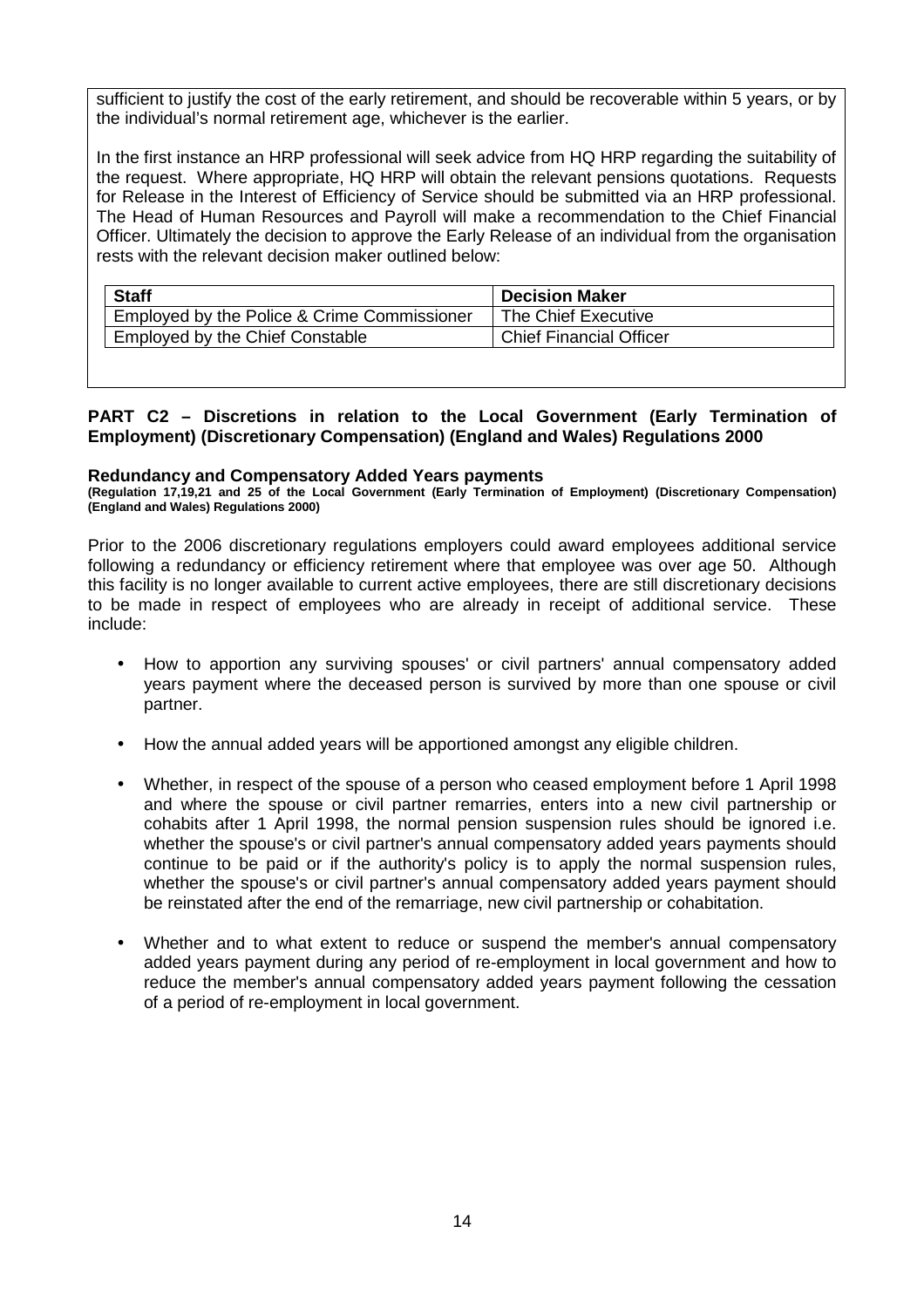sufficient to justify the cost of the early retirement, and should be recoverable within 5 years, or by the individual's normal retirement age, whichever is the earlier.

In the first instance an HRP professional will seek advice from HQ HRP regarding the suitability of the request. Where appropriate, HQ HRP will obtain the relevant pensions quotations. Requests for Release in the Interest of Efficiency of Service should be submitted via an HRP professional. The Head of Human Resources and Payroll will make a recommendation to the Chief Financial Officer. Ultimately the decision to approve the Early Release of an individual from the organisation rests with the relevant decision maker outlined below:

| Staff | Decision Maker |
|---|---|
| Employed by the Police & Crime Commissioner | The Chief Executive |
| Employed by the Chief Constable | Chief Financial Officer |

## PART C2 – Discretions in relation to the Local Government (Early Termination of Employment) (Discretionary Compensation) (England and Wales) Regulations 2000

### Redundancy and Compensatory Added Years payments

**(Regulation 17,19,21 and 25 of the Local Government (Early Termination of Employment) (Discretionary Compensation) (England and Wales) Regulations 2000)**

Prior to the 2006 discretionary regulations employers could award employees additional service following a redundancy or efficiency retirement where that employee was over age 50. Although this facility is no longer available to current active employees, there are still discretionary decisions to be made in respect of employees who are already in receipt of additional service. These include:

- How to apportion any surviving spouses' or civil partners' annual compensatory added years payment where the deceased person is survived by more than one spouse or civil partner.
- How the annual added years will be apportioned amongst any eligible children.
- Whether, in respect of the spouse of a person who ceased employment before 1 April 1998 and where the spouse or civil partner remarries, enters into a new civil partnership or cohabits after 1 April 1998, the normal pension suspension rules should be ignored i.e. whether the spouse's or civil partner's annual compensatory added years payments should continue to be paid or if the authority's policy is to apply the normal suspension rules, whether the spouse's or civil partner's annual compensatory added years payment should be reinstated after the end of the remarriage, new civil partnership or cohabitation.
- Whether and to what extent to reduce or suspend the member's annual compensatory added years payment during any period of re-employment in local government and how to reduce the member's annual compensatory added years payment following the cessation of a period of re-employment in local government.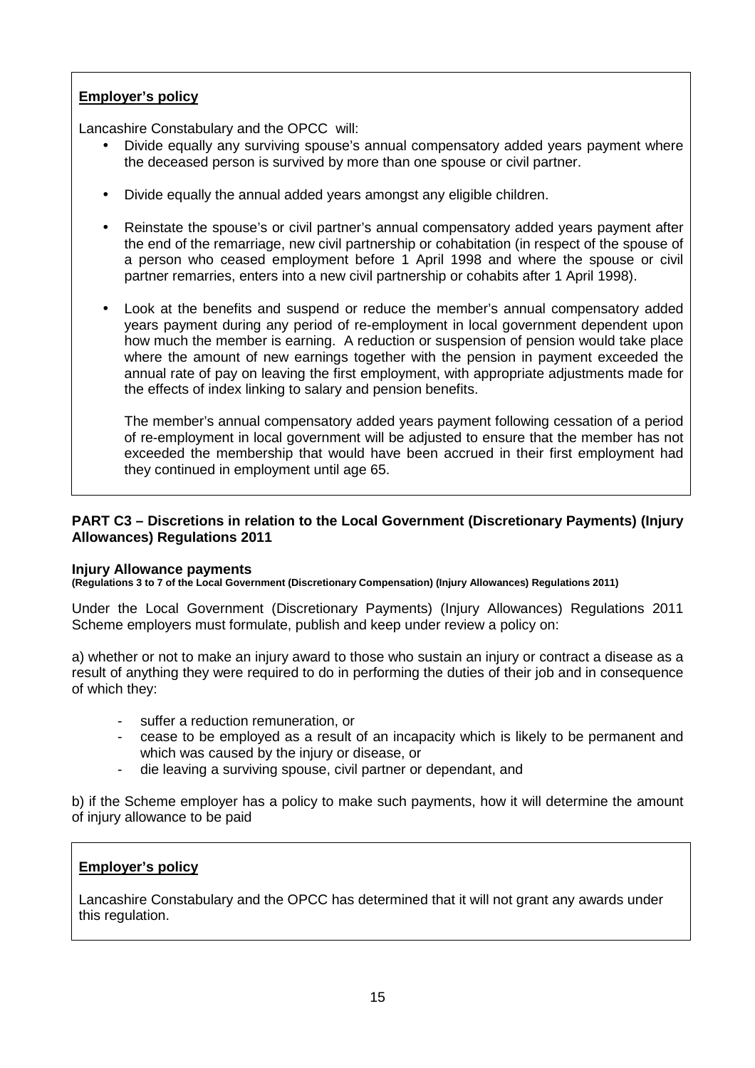**Employer's policy**

Lancashire Constabulary and the OPCC will:

- Divide equally any surviving spouse's annual compensatory added years payment where the deceased person is survived by more than one spouse or civil partner.
- Divide equally the annual added years amongst any eligible children.
- Reinstate the spouse's or civil partner's annual compensatory added years payment after the end of the remarriage, new civil partnership or cohabitation (in respect of the spouse of a person who ceased employment before 1 April 1998 and where the spouse or civil partner remarries, enters into a new civil partnership or cohabits after 1 April 1998).
- Look at the benefits and suspend or reduce the member's annual compensatory added years payment during any period of re-employment in local government dependent upon how much the member is earning. A reduction or suspension of pension would take place where the amount of new earnings together with the pension in payment exceeded the annual rate of pay on leaving the first employment, with appropriate adjustments made for the effects of index linking to salary and pension benefits.

  The member's annual compensatory added years payment following cessation of a period of re-employment in local government will be adjusted to ensure that the member has not exceeded the membership that would have been accrued in their first employment had they continued in employment until age 65.

## PART C3 – Discretions in relation to the Local Government (Discretionary Payments) (Injury Allowances) Regulations 2011

### Injury Allowance payments

**(Regulations 3 to 7 of the Local Government (Discretionary Compensation) (Injury Allowances) Regulations 2011)**

Under the Local Government (Discretionary Payments) (Injury Allowances) Regulations 2011 Scheme employers must formulate, publish and keep under review a policy on:

a) whether or not to make an injury award to those who sustain an injury or contract a disease as a result of anything they were required to do in performing the duties of their job and in consequence of which they:

- suffer a reduction remuneration, or
- cease to be employed as a result of an incapacity which is likely to be permanent and which was caused by the injury or disease, or
- die leaving a surviving spouse, civil partner or dependant, and

b) if the Scheme employer has a policy to make such payments, how it will determine the amount of injury allowance to be paid

**Employer's policy**

Lancashire Constabulary and the OPCC has determined that it will not grant any awards under this regulation.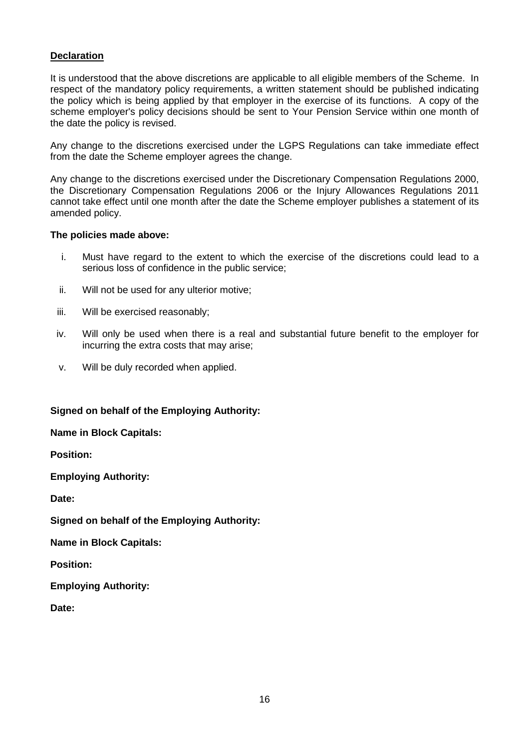**Declaration**

It is understood that the above discretions are applicable to all eligible members of the Scheme. In respect of the mandatory policy requirements, a written statement should be published indicating the policy which is being applied by that employer in the exercise of its functions. A copy of the scheme employer's policy decisions should be sent to Your Pension Service within one month of the date the policy is revised.

Any change to the discretions exercised under the LGPS Regulations can take immediate effect from the date the Scheme employer agrees the change.

Any change to the discretions exercised under the Discretionary Compensation Regulations 2000, the Discretionary Compensation Regulations 2006 or the Injury Allowances Regulations 2011 cannot take effect until one month after the date the Scheme employer publishes a statement of its amended policy.

**The policies made above:**

i. Must have regard to the extent to which the exercise of the discretions could lead to a serious loss of confidence in the public service;

ii. Will not be used for any ulterior motive;

iii. Will be exercised reasonably;

iv. Will only be used when there is a real and substantial future benefit to the employer for incurring the extra costs that may arise;

v. Will be duly recorded when applied.

**Signed on behalf of the Employing Authority:**

**Name in Block Capitals:**

**Position:**

**Employing Authority:**

**Date:**

**Signed on behalf of the Employing Authority:**

**Name in Block Capitals:**

**Position:**

**Employing Authority:**

**Date:**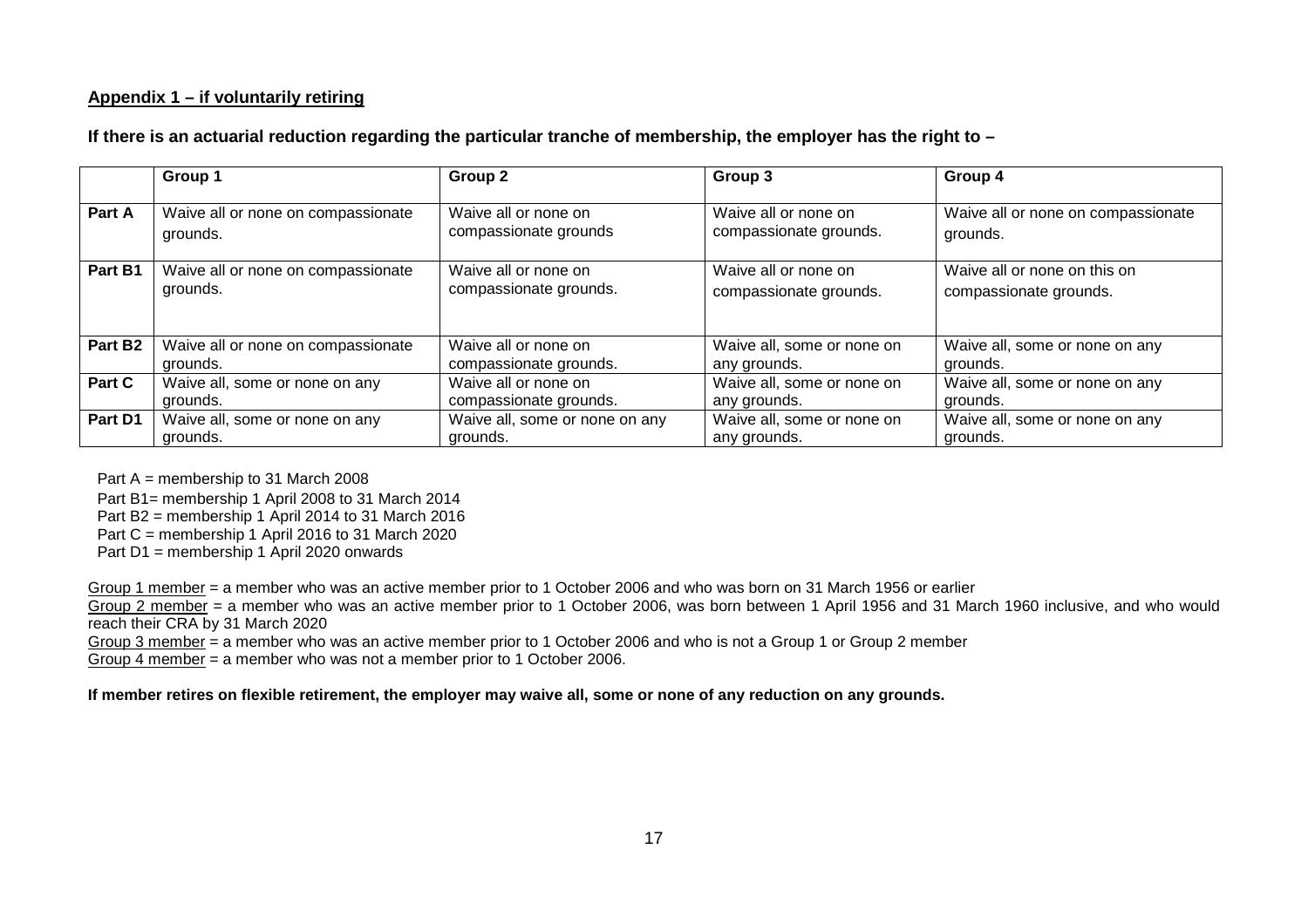**Appendix 1 – if voluntarily retiring**

**If there is an actuarial reduction regarding the particular tranche of membership, the employer has the right to –**

| | Group 1 | Group 2 | Group 3 | Group 4 |
|---|---|---|---|---|
| **Part A** | Waive all or none on compassionate grounds. | Waive all or none on compassionate grounds | Waive all or none on compassionate grounds. | Waive all or none on compassionate grounds. |
| **Part B1** | Waive all or none on compassionate grounds. | Waive all or none on compassionate grounds. | Waive all or none on compassionate grounds. | Waive all or none on this on compassionate grounds. |
| **Part B2** | Waive all or none on compassionate grounds. | Waive all or none on compassionate grounds. | Waive all, some or none on any grounds. | Waive all, some or none on any grounds. |
| **Part C** | Waive all, some or none on any grounds. | Waive all or none on compassionate grounds. | Waive all, some or none on any grounds. | Waive all, some or none on any grounds. |
| **Part D1** | Waive all, some or none on any grounds. | Waive all, some or none on any grounds. | Waive all, some or none on any grounds. | Waive all, some or none on any grounds. |

Part A = membership to 31 March 2008
Part B1= membership 1 April 2008 to 31 March 2014
Part B2 = membership 1 April 2014 to 31 March 2016
Part C = membership 1 April 2016 to 31 March 2020
Part D1 = membership 1 April 2020 onwards

Group 1 member = a member who was an active member prior to 1 October 2006 and who was born on 31 March 1956 or earlier
Group 2 member = a member who was an active member prior to 1 October 2006, was born between 1 April 1956 and 31 March 1960 inclusive, and who would reach their CRA by 31 March 2020
Group 3 member = a member who was an active member prior to 1 October 2006 and who is not a Group 1 or Group 2 member
Group 4 member = a member who was not a member prior to 1 October 2006.

**If member retires on flexible retirement, the employer may waive all, some or none of any reduction on any grounds.**